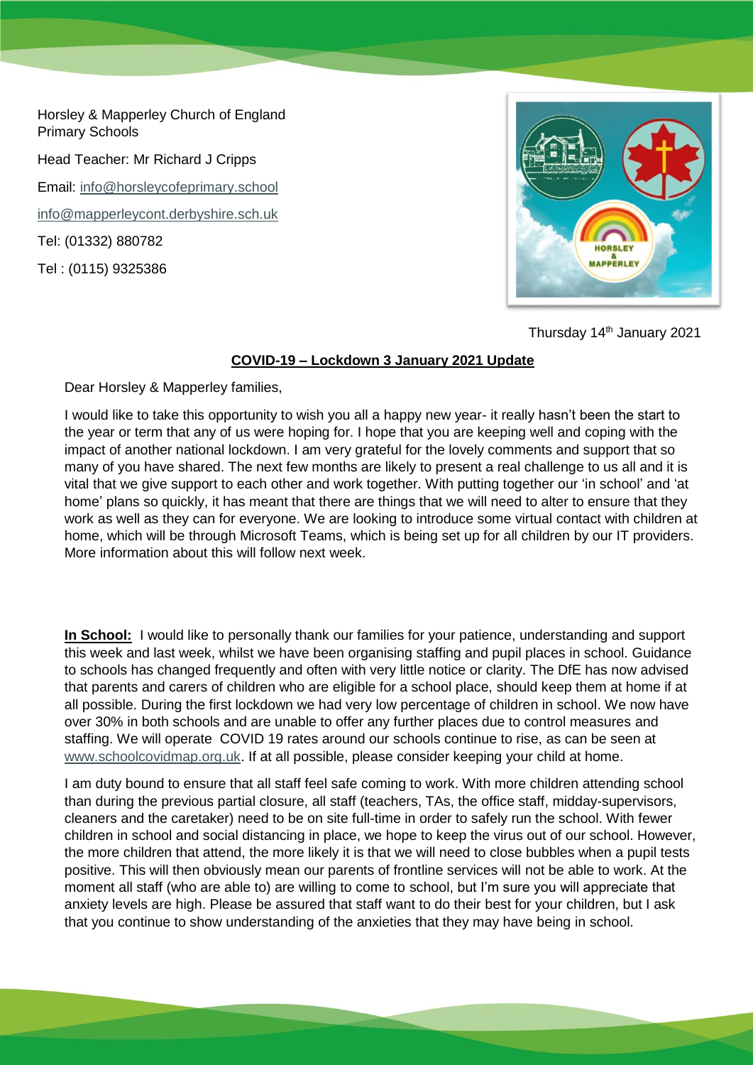Horsley & Mapperley Church of England Primary Schools

Head Teacher: Mr Richard J Cripps

Email: info@horsleycofeprimary.school

info@mapperleycont.derbyshire.sch.uk

Tel: (01332) 880782

Tel : (0115) 9325386

Thursday 14th January 2021

**COVID-19 – Lockdown 3 January 2021 Update**

Dear Horsley & Mapperley families,

I would like to take this opportunity to wish you all a happy new year- it really hasn't been the start to the year or term that any of us were hoping for. I hope that you are keeping well and coping with the impact of another national lockdown. I am very grateful for the lovely comments and support that so many of you have shared. The next few months are likely to present a real challenge to us all and it is vital that we give support to each other and work together. With putting together our 'in school' and 'at home' plans so quickly, it has meant that there are things that we will need to alter to ensure that they work as well as they can for everyone. We are looking to introduce some virtual contact with children at home, which will be through Microsoft Teams, which is being set up for all children by our IT providers. More information about this will follow next week.

**In School:** I would like to personally thank our families for your patience, understanding and support this week and last week, whilst we have been organising staffing and pupil places in school. Guidance to schools has changed frequently and often with very little notice or clarity. The DfE has now advised that parents and carers of children who are eligible for a school place, should keep them at home if at all possible. During the first lockdown we had very low percentage of children in school. We now have over 30% in both schools and are unable to offer any further places due to control measures and staffing. We will operate COVID 19 rates around our schools continue to rise, as can be seen at www.schoolcovidmap.org.uk. If at all possible, please consider keeping your child at home.

I am duty bound to ensure that all staff feel safe coming to work. With more children attending school than during the previous partial closure, all staff (teachers, TAs, the office staff, midday-supervisors, cleaners and the caretaker) need to be on site full-time in order to safely run the school. With fewer children in school and social distancing in place, we hope to keep the virus out of our school. However, the more children that attend, the more likely it is that we will need to close bubbles when a pupil tests positive. This will then obviously mean our parents of frontline services will not be able to work. At the moment all staff (who are able to) are willing to come to school, but I'm sure you will appreciate that anxiety levels are high. Please be assured that staff want to do their best for your children, but I ask that you continue to show understanding of the anxieties that they may have being in school.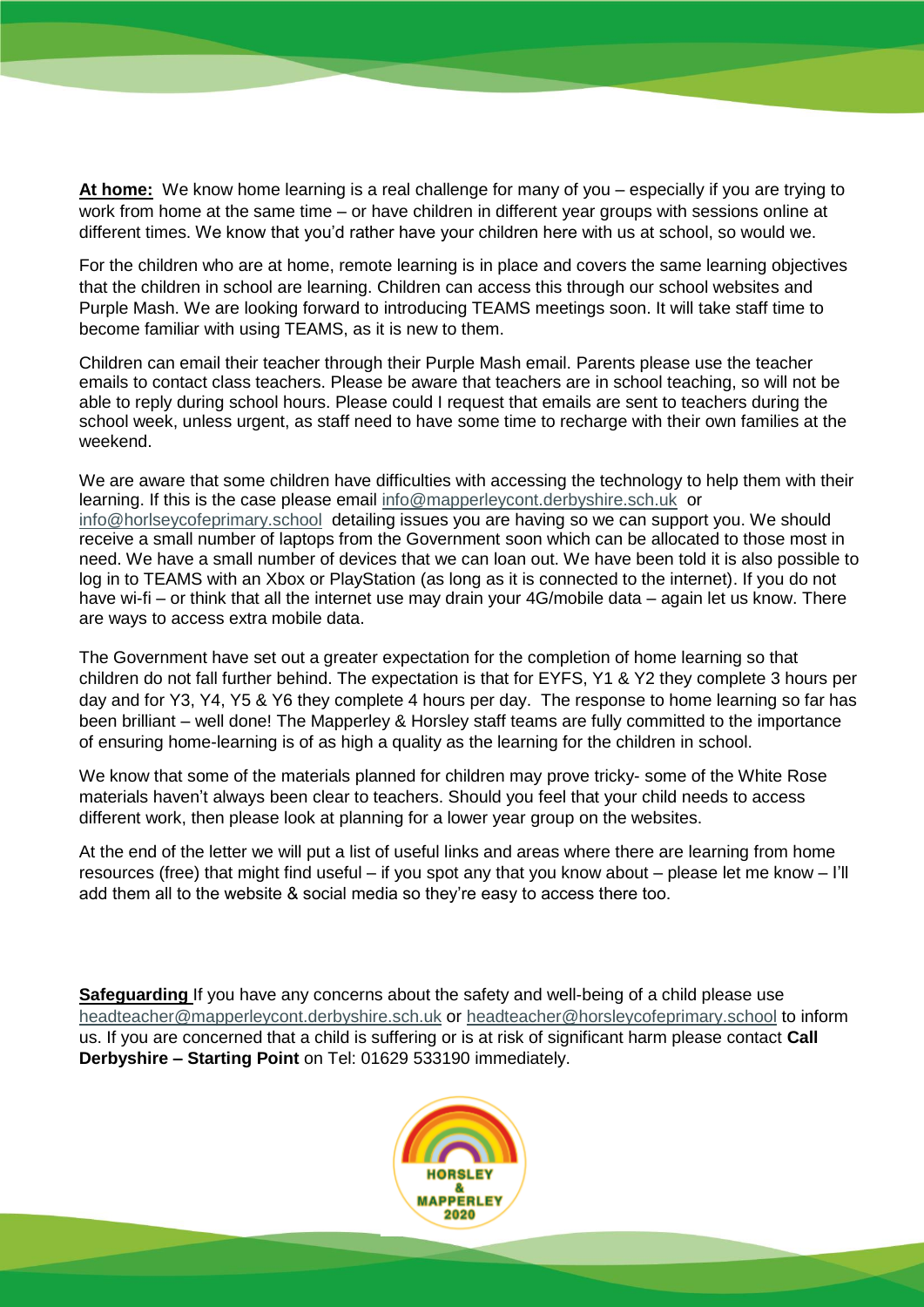**At home:** We know home learning is a real challenge for many of you – especially if you are trying to work from home at the same time – or have children in different year groups with sessions online at different times. We know that you'd rather have your children here with us at school, so would we.

For the children who are at home, remote learning is in place and covers the same learning objectives that the children in school are learning. Children can access this through our school websites and Purple Mash. We are looking forward to introducing TEAMS meetings soon. It will take staff time to become familiar with using TEAMS, as it is new to them.

Children can email their teacher through their Purple Mash email. Parents please use the teacher emails to contact class teachers. Please be aware that teachers are in school teaching, so will not be able to reply during school hours. Please could I request that emails are sent to teachers during the school week, unless urgent, as staff need to have some time to recharge with their own families at the weekend.

We are aware that some children have difficulties with accessing the technology to help them with their learning. If this is the case please email info@mapperleycont.derbyshire.sch.uk or info@horlseycofeprimary.school detailing issues you are having so we can support you. We should receive a small number of laptops from the Government soon which can be allocated to those most in need. We have a small number of devices that we can loan out. We have been told it is also possible to log in to TEAMS with an Xbox or PlayStation (as long as it is connected to the internet). If you do not have wi-fi – or think that all the internet use may drain your 4G/mobile data – again let us know. There are ways to access extra mobile data.

The Government have set out a greater expectation for the completion of home learning so that children do not fall further behind. The expectation is that for EYFS, Y1 & Y2 they complete 3 hours per day and for Y3, Y4, Y5 & Y6 they complete 4 hours per day. The response to home learning so far has been brilliant – well done! The Mapperley & Horsley staff teams are fully committed to the importance of ensuring home-learning is of as high a quality as the learning for the children in school.

We know that some of the materials planned for children may prove tricky- some of the White Rose materials haven't always been clear to teachers. Should you feel that your child needs to access different work, then please look at planning for a lower year group on the websites.

At the end of the letter we will put a list of useful links and areas where there are learning from home resources (free) that might find useful – if you spot any that you know about – please let me know – I'll add them all to the website & social media so they're easy to access there too.

**Safeguarding** If you have any concerns about the safety and well-being of a child please use headteacher@mapperleycont.derbyshire.sch.uk or headteacher@horsleycofeprimary.school to inform us. If you are concerned that a child is suffering or is at risk of significant harm please contact **Call Derbyshire – Starting Point** on Tel: 01629 533190 immediately.

HORSLEY & MAPPERLEY 2020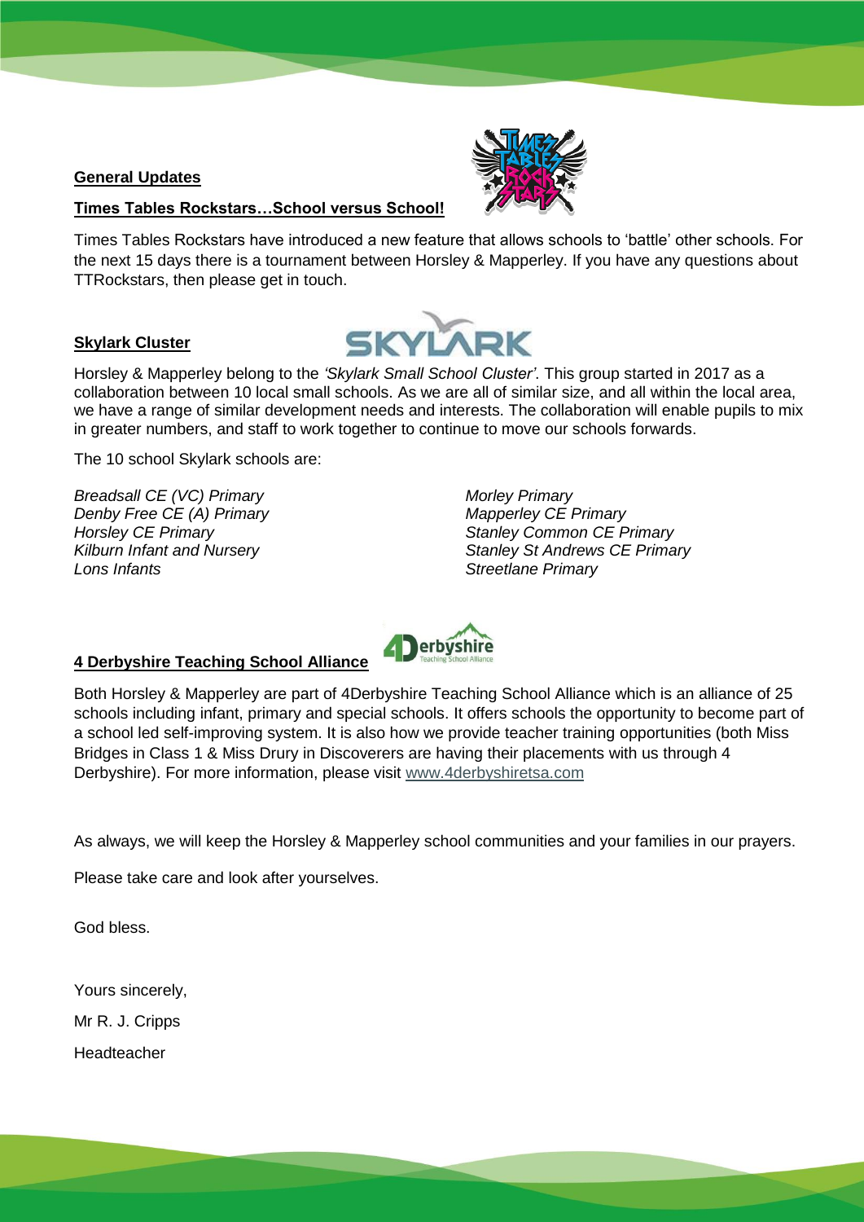**General Updates**

**Times Tables Rockstars…School versus School!**

Times Tables Rockstars have introduced a new feature that allows schools to 'battle' other schools. For the next 15 days there is a tournament between Horsley & Mapperley. If you have any questions about TTRockstars, then please get in touch.

**Skylark Cluster**

Horsley & Mapperley belong to the *'Skylark Small School Cluster'*. This group started in 2017 as a collaboration between 10 local small schools. As we are all of similar size, and all within the local area, we have a range of similar development needs and interests. The collaboration will enable pupils to mix in greater numbers, and staff to work together to continue to move our schools forwards.

The 10 school Skylark schools are:

*Breadsall CE (VC) Primary*
*Denby Free CE (A) Primary*
*Horsley CE Primary*
*Kilburn Infant and Nursery*
*Lons Infants*
*Morley Primary*
*Mapperley CE Primary*
*Stanley Common CE Primary*
*Stanley St Andrews CE Primary*
*Streetlane Primary*

**4 Derbyshire Teaching School Alliance**

Both Horsley & Mapperley are part of 4Derbyshire Teaching School Alliance which is an alliance of 25 schools including infant, primary and special schools. It offers schools the opportunity to become part of a school led self-improving system. It is also how we provide teacher training opportunities (both Miss Bridges in Class 1 & Miss Drury in Discoverers are having their placements with us through 4 Derbyshire). For more information, please visit www.4derbyshiretsa.com

As always, we will keep the Horsley & Mapperley school communities and your families in our prayers.

Please take care and look after yourselves.

God bless.

Yours sincerely,

Mr R. J. Cripps

Headteacher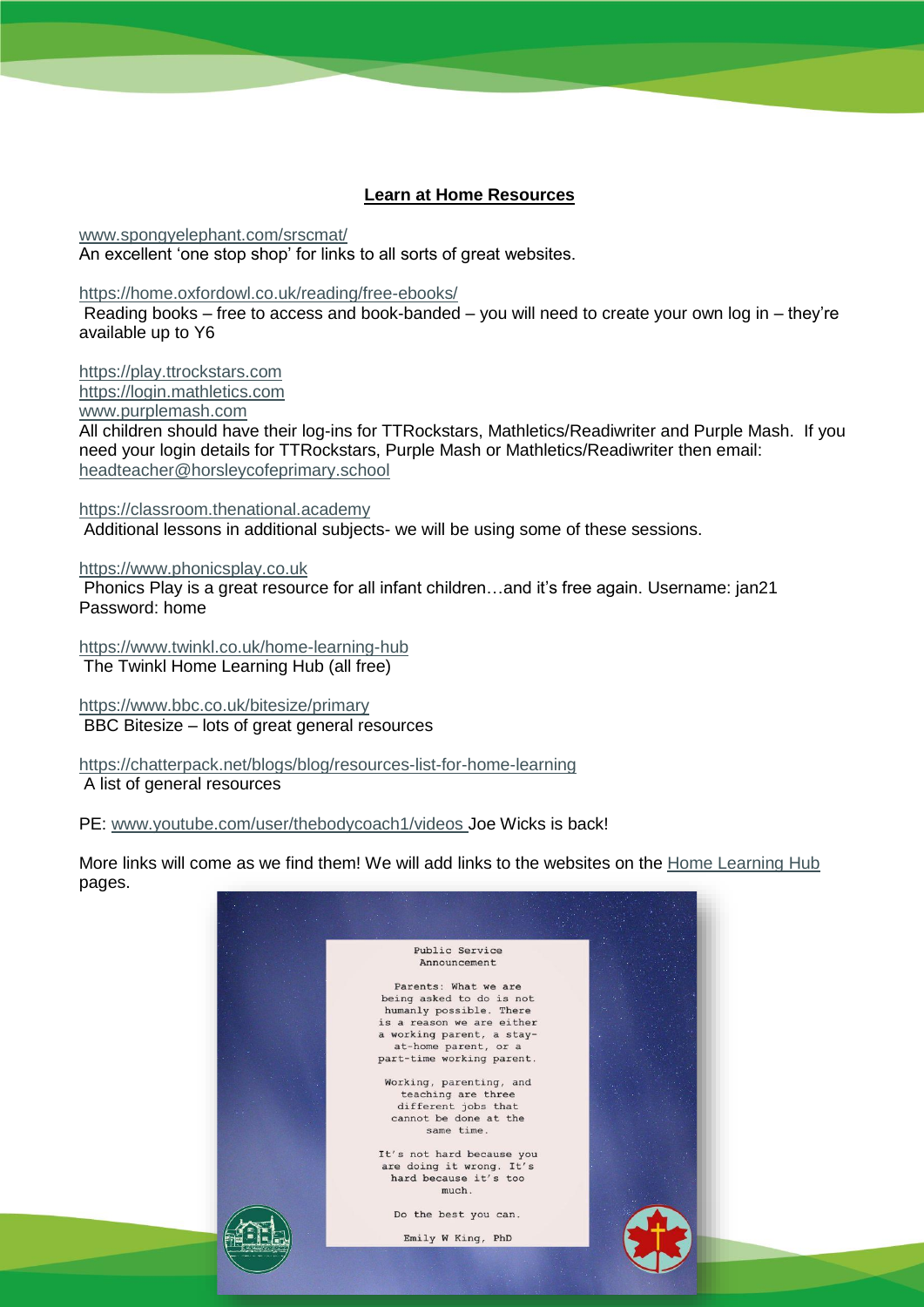**Learn at Home Resources**

www.spongyelephant.com/srscmat/
An excellent 'one stop shop' for links to all sorts of great websites.

https://home.oxfordowl.co.uk/reading/free-ebooks/
Reading books – free to access and book-banded – you will need to create your own log in – they're available up to Y6

https://play.ttrockstars.com
https://login.mathletics.com
www.purplemash.com
All children should have their log-ins for TTRockstars, Mathletics/Readiwriter and Purple Mash. If you need your login details for TTRockstars, Purple Mash or Mathletics/Readiwriter then email: headteacher@horsleycofeprimary.school

https://classroom.thenational.academy
Additional lessons in additional subjects- we will be using some of these sessions.

https://www.phonicsplay.co.uk
Phonics Play is a great resource for all infant children…and it's free again. Username: jan21 Password: home

https://www.twinkl.co.uk/home-learning-hub
The Twinkl Home Learning Hub (all free)

https://www.bbc.co.uk/bitesize/primary
BBC Bitesize – lots of great general resources

https://chatterpack.net/blogs/blog/resources-list-for-home-learning
A list of general resources

PE: www.youtube.com/user/thebodycoach1/videos Joe Wicks is back!

More links will come as we find them! We will add links to the websites on the Home Learning Hub pages.

Public Service Announcement

Parents: What we are being asked to do is not humanly possible. There is a reason we are either a working parent, a stay-at-home parent, or a part-time working parent.

Working, parenting, and teaching are three different jobs that cannot be done at the same time.

It's not hard because you are doing it wrong. It's hard because it's too much.

Do the best you can.

Emily W King, PhD